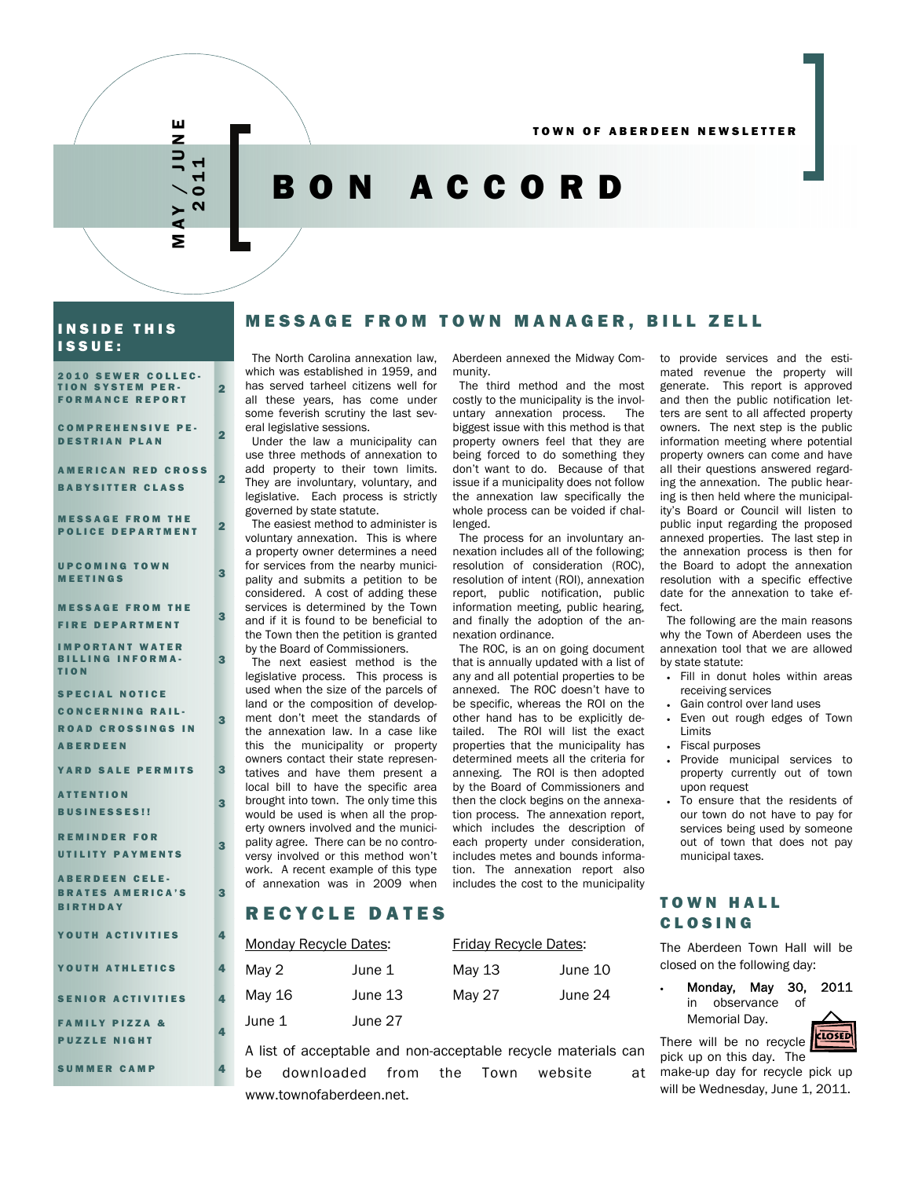MAY / JUNE 2011

TOWN OF ABERDEEN NEWSLETTER

# BON ACCORD

## INSIDE THIS ISSUE:

| | |
|---|---|
| 2010 SEWER COLLECTION SYSTEM PERFORMANCE REPORT | 2 |
| COMPREHENSIVE PEDESTRIAN PLAN | 2 |
| AMERICAN RED CROSS BABYSITTER CLASS | 2 |
| MESSAGE FROM THE POLICE DEPARTMENT | 2 |
| UPCOMING TOWN MEETINGS | 3 |
| MESSAGE FROM THE FIRE DEPARTMENT | 3 |
| IMPORTANT WATER BILLING INFORMATION | 3 |
| SPECIAL NOTICE CONCERNING RAILROAD CROSSINGS IN ABERDEEN | 3 |
| YARD SALE PERMITS | 3 |
| ATTENTION BUSINESSES!! | 3 |
| REMINDER FOR UTILITY PAYMENTS | 3 |
| ABERDEEN CELEBRATES AMERICA'S BIRTHDAY | 3 |
| YOUTH ACTIVITIES | 4 |
| YOUTH ATHLETICS | 4 |
| SENIOR ACTIVITIES | 4 |
| FAMILY PIZZA & PUZZLE NIGHT | 4 |
| SUMMER CAMP | 4 |

## MESSAGE FROM TOWN MANAGER, BILL ZELL

The North Carolina annexation law, which was established in 1959, and has served tarheel citizens well for all these years, has come under some feverish scrutiny the last several legislative sessions.

Under the law a municipality can use three methods of annexation to add property to their town limits. They are involuntary, voluntary, and legislative. Each process is strictly governed by state statute.

The easiest method to administer is voluntary annexation. This is where a property owner determines a need for services from the nearby municipality and submits a petition to be considered. A cost of adding these services is determined by the Town and if it is found to be beneficial to the Town then the petition is granted by the Board of Commissioners.

The next easiest method is the legislative process. This process is used when the size of the parcels of land or the composition of development don't meet the standards of the annexation law. In a case like this the municipality or property owners contact their state representatives and have them present a local bill to have the specific area brought into town. The only time this would be used is when all the property owners involved and the municipality agree. There can be no controversy involved or this method won't work. A recent example of this type of annexation was in 2009 when Aberdeen annexed the Midway Community.

The third method and the most costly to the municipality is the involuntary annexation process. The biggest issue with this method is that property owners feel that they are being forced to do something they don't want to do. Because of that issue if a municipality does not follow the annexation law specifically the whole process can be voided if challenged.

The process for an involuntary annexation includes all of the following; resolution of consideration (ROC), resolution of intent (ROI), annexation report, public notification, public information meeting, public hearing, and finally the adoption of the annexation ordinance.

The ROC, is an on going document that is annually updated with a list of any and all potential properties to be annexed. The ROC doesn't have to be specific, whereas the ROI on the other hand has to be explicitly detailed. The ROI will list the exact properties that the municipality has determined meets all the criteria for annexing. The ROI is then adopted by the Board of Commissioners and then the clock begins on the annexation process. The annexation report, which includes the description of each property under consideration, includes metes and bounds information. The annexation report also includes the cost to the municipality to provide services and the estimated revenue the property will generate. This report is approved and then the public notification letters are sent to all affected property owners. The next step is the public information meeting where potential property owners can come and have all their questions answered regarding the annexation. The public hearing is then held where the municipality's Board or Council will listen to public input regarding the proposed annexed properties. The last step in the annexation process is then for the Board to adopt the annexation resolution with a specific effective date for the annexation to take effect.

The following are the main reasons why the Town of Aberdeen uses the annexation tool that we are allowed by state statute:

- Fill in donut holes within areas receiving services
- Gain control over land uses
- Even out rough edges of Town Limits
- Fiscal purposes
- Provide municipal services to property currently out of town upon request
- To ensure that the residents of our town do not have to pay for services being used by someone out of town that does not pay municipal taxes.

## RECYCLE DATES

| Monday Recycle Dates: | | Friday Recycle Dates: | |
|---|---|---|---|
| May 2 | June 1 | May 13 | June 10 |
| May 16 | June 13 | May 27 | June 24 |
| June 1 | June 27 | | |

A list of acceptable and non-acceptable recycle materials can be downloaded from the Town website at www.townofaberdeen.net.

## TOWN HALL CLOSING

The Aberdeen Town Hall will be closed on the following day:

- **Monday, May 30, 2011** in observance of Memorial Day.

There will be no recycle pick up on this day. The make-up day for recycle pick up will be Wednesday, June 1, 2011.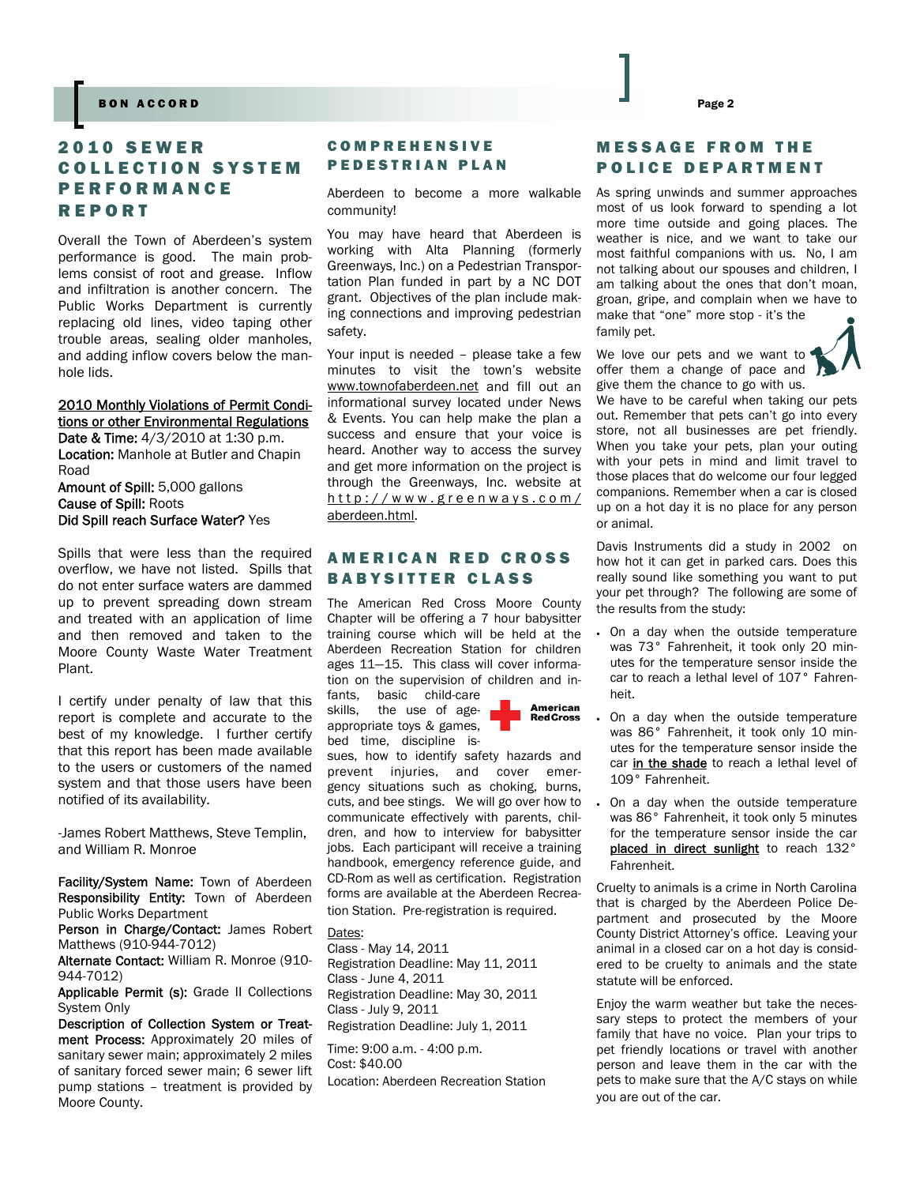## 2010 SEWER COLLECTION SYSTEM PERFORMANCE REPORT

Overall the Town of Aberdeen's system performance is good. The main problems consist of root and grease. Inflow and infiltration is another concern. The Public Works Department is currently replacing old lines, video taping other trouble areas, sealing older manholes, and adding inflow covers below the manhole lids.

2010 Monthly Violations of Permit Conditions or other Environmental Regulations

**Date & Time:** 4/3/2010 at 1:30 p.m.
**Location:** Manhole at Butler and Chapin Road
**Amount of Spill:** 5,000 gallons
**Cause of Spill:** Roots
**Did Spill reach Surface Water?** Yes

Spills that were less than the required overflow, we have not listed. Spills that do not enter surface waters are dammed up to prevent spreading down stream and treated with an application of lime and then removed and taken to the Moore County Waste Water Treatment Plant.

I certify under penalty of law that this report is complete and accurate to the best of my knowledge. I further certify that this report has been made available to the users or customers of the named system and that those users have been notified of its availability.

-James Robert Matthews, Steve Templin, and William R. Monroe

**Facility/System Name:** Town of Aberdeen
**Responsibility Entity:** Town of Aberdeen Public Works Department
**Person in Charge/Contact:** James Robert Matthews (910-944-7012)
**Alternate Contact:** William R. Monroe (910-944-7012)
**Applicable Permit (s):** Grade II Collections System Only
**Description of Collection System or Treatment Process:** Approximately 20 miles of sanitary sewer main; approximately 2 miles of sanitary forced sewer main; 6 sewer lift pump stations – treatment is provided by Moore County.

## COMPREHENSIVE PEDESTRIAN PLAN

Aberdeen to become a more walkable community!

You may have heard that Aberdeen is working with Alta Planning (formerly Greenways, Inc.) on a Pedestrian Transportation Plan funded in part by a NC DOT grant. Objectives of the plan include making connections and improving pedestrian safety.

Your input is needed – please take a few minutes to visit the town's website www.townofaberdeen.net and fill out an informational survey located under News & Events. You can help make the plan a success and ensure that your voice is heard. Another way to access the survey and get more information on the project is through the Greenways, Inc. website at http://www.greenways.com/aberdeen.html.

## AMERICAN RED CROSS BABYSITTER CLASS

The American Red Cross Moore County Chapter will be offering a 7 hour babysitter training course which will be held at the Aberdeen Recreation Station for children ages 11—15. This class will cover information on the supervision of children and infants, basic child-care skills, the use of age-appropriate toys & games, bed time, discipline issues, how to identify safety hazards and prevent injuries, and cover emergency situations such as choking, burns, cuts, and bee stings. We will go over how to communicate effectively with parents, children, and how to interview for babysitter jobs. Each participant will receive a training handbook, emergency reference guide, and CD-Rom as well as certification. Registration forms are available at the Aberdeen Recreation Station. Pre-registration is required.

Dates:
Class - May 14, 2011
Registration Deadline: May 11, 2011
Class - June 4, 2011
Registration Deadline: May 30, 2011
Class - July 9, 2011
Registration Deadline: July 1, 2011

Time: 9:00 a.m. - 4:00 p.m.
Cost: $40.00
Location: Aberdeen Recreation Station

## MESSAGE FROM THE POLICE DEPARTMENT

As spring unwinds and summer approaches most of us look forward to spending a lot more time outside and going places. The weather is nice, and we want to take our most faithful companions with us. No, I am not talking about our spouses and children, I am talking about the ones that don't moan, groan, gripe, and complain when we have to make that "one" more stop - it's the family pet.

We love our pets and we want to offer them a change of pace and give them the chance to go with us. We have to be careful when taking our pets out. Remember that pets can't go into every store, not all businesses are pet friendly. When you take your pets, plan your outing with your pets in mind and limit travel to those places that do welcome our four legged companions. Remember when a car is closed up on a hot day it is no place for any person or animal.

Davis Instruments did a study in 2002 on how hot it can get in parked cars. Does this really sound like something you want to put your pet through? The following are some of the results from the study:

- On a day when the outside temperature was 73° Fahrenheit, it took only 20 minutes for the temperature sensor inside the car to reach a lethal level of 107° Fahrenheit.
- On a day when the outside temperature was 86° Fahrenheit, it took only 10 minutes for the temperature sensor inside the car in the shade to reach a lethal level of 109° Fahrenheit.
- On a day when the outside temperature was 86° Fahrenheit, it took only 5 minutes for the temperature sensor inside the car placed in direct sunlight to reach 132° Fahrenheit.

Cruelty to animals is a crime in North Carolina that is charged by the Aberdeen Police Department and prosecuted by the Moore County District Attorney's office. Leaving your animal in a closed car on a hot day is considered to be cruelty to animals and the state statute will be enforced.

Enjoy the warm weather but take the necessary steps to protect the members of your family that have no voice. Plan your trips to pet friendly locations or travel with another person and leave them in the car with the pets to make sure that the A/C stays on while you are out of the car.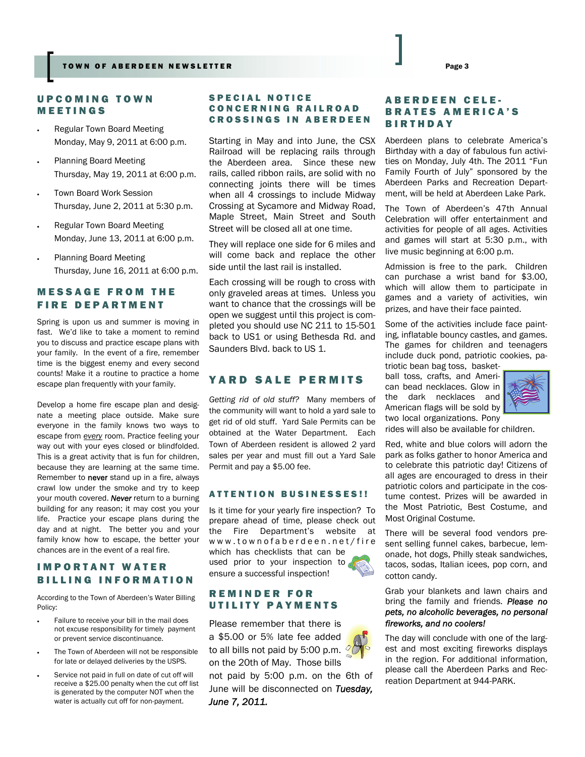## UPCOMING TOWN MEETINGS

- Regular Town Board Meeting
  Monday, May 9, 2011 at 6:00 p.m.
- Planning Board Meeting
  Thursday, May 19, 2011 at 6:00 p.m.
- Town Board Work Session
  Thursday, June 2, 2011 at 5:30 p.m.
- Regular Town Board Meeting
  Monday, June 13, 2011 at 6:00 p.m.
- Planning Board Meeting
  Thursday, June 16, 2011 at 6:00 p.m.

## MESSAGE FROM THE FIRE DEPARTMENT

Spring is upon us and summer is moving in fast. We'd like to take a moment to remind you to discuss and practice escape plans with your family. In the event of a fire, remember time is the biggest enemy and every second counts! Make it a routine to practice a home escape plan frequently with your family.

Develop a home fire escape plan and designate a meeting place outside. Make sure everyone in the family knows two ways to escape from *every* room. Practice feeling your way out with your eyes closed or blindfolded. This is a great activity that is fun for children, because they are learning at the same time. Remember to **never** stand up in a fire, always crawl low under the smoke and try to keep your mouth covered. ***Never*** return to a burning building for any reason; it may cost you your life. Practice your escape plans during the day and at night. The better you and your family know how to escape, the better your chances are in the event of a real fire.

## IMPORTANT WATER BILLING INFORMATION

According to the Town of Aberdeen's Water Billing Policy:

- Failure to receive your bill in the mail does not excuse responsibility for timely payment or prevent service discontinuance.
- The Town of Aberdeen will not be responsible for late or delayed deliveries by the USPS.
- Service not paid in full on date of cut off will receive a $25.00 penalty when the cut off list is generated by the computer NOT when the water is actually cut off for non-payment.

## SPECIAL NOTICE CONCERNING RAILROAD CROSSINGS IN ABERDEEN

Starting in May and into June, the CSX Railroad will be replacing rails through the Aberdeen area. Since these new rails, called ribbon rails, are solid with no connecting joints there will be times when all 4 crossings to include Midway Crossing at Sycamore and Midway Road, Maple Street, Main Street and South Street will be closed all at one time.

They will replace one side for 6 miles and will come back and replace the other side until the last rail is installed.

Each crossing will be rough to cross with only graveled areas at times. Unless you want to chance that the crossings will be open we suggest until this project is completed you should use NC 211 to 15-501 back to US1 or using Bethesda Rd. and Saunders Blvd. back to US 1.

## YARD SALE PERMITS

*Getting rid of old stuff?* Many members of the community will want to hold a yard sale to get rid of old stuff. Yard Sale Permits can be obtained at the Water Department. Each Town of Aberdeen resident is allowed 2 yard sales per year and must fill out a Yard Sale Permit and pay a $5.00 fee.

## ATTENTION BUSINESSES!!

Is it time for your yearly fire inspection? To prepare ahead of time, please check out the Fire Department's website at www.townofaberdeen.net/fire which has checklists that can be used prior to your inspection to ensure a successful inspection!

## REMINDER FOR UTILITY PAYMENTS

Please remember that there is a $5.00 or 5% late fee added to all bills not paid by 5:00 p.m. on the 20th of May. Those bills not paid by 5:00 p.m. on the 6th of June will be disconnected on ***Tuesday, June 7, 2011.***

## ABERDEEN CELEBRATES AMERICA'S BIRTHDAY

Aberdeen plans to celebrate America's Birthday with a day of fabulous fun activities on Monday, July 4th. The 2011 "Fun Family Fourth of July" sponsored by the Aberdeen Parks and Recreation Department, will be held at Aberdeen Lake Park.

The Town of Aberdeen's 47th Annual Celebration will offer entertainment and activities for people of all ages. Activities and games will start at 5:30 p.m., with live music beginning at 6:00 p.m.

Admission is free to the park. Children can purchase a wrist band for $3.00, which will allow them to participate in games and a variety of activities, win prizes, and have their face painted.

Some of the activities include face painting, inflatable bouncy castles, and games. The games for children and teenagers include duck pond, patriotic cookies, patriotic bean bag toss, basketball toss, crafts, and American bead necklaces. Glow in the dark necklaces and American flags will be sold by two local organizations. Pony rides will also be available for children.

Red, white and blue colors will adorn the park as folks gather to honor America and to celebrate this patriotic day! Citizens of all ages are encouraged to dress in their patriotic colors and participate in the costume contest. Prizes will be awarded in the Most Patriotic, Best Costume, and Most Original Costume.

There will be several food vendors present selling funnel cakes, barbecue, lemonade, hot dogs, Philly steak sandwiches, tacos, sodas, Italian icees, pop corn, and cotton candy.

Grab your blankets and lawn chairs and bring the family and friends. ***Please no pets, no alcoholic beverages, no personal fireworks, and no coolers!***

The day will conclude with one of the largest and most exciting fireworks displays in the region. For additional information, please call the Aberdeen Parks and Recreation Department at 944-PARK.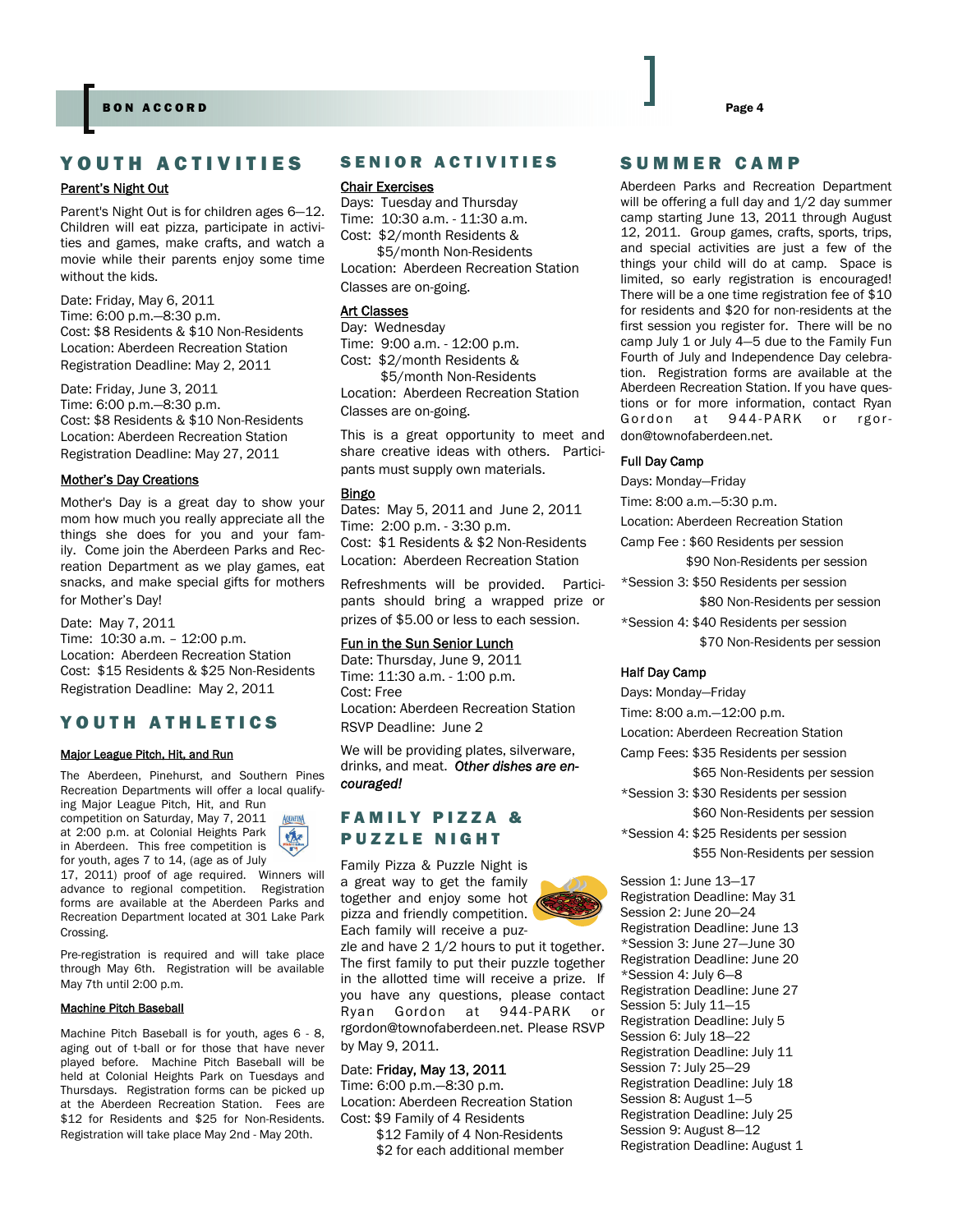# YOUTH ACTIVITIES

### Parent's Night Out

Parent's Night Out is for children ages 6—12. Children will eat pizza, participate in activities and games, make crafts, and watch a movie while their parents enjoy some time without the kids.

Date: Friday, May 6, 2011
Time: 6:00 p.m.—8:30 p.m.
Cost: $8 Residents & $10 Non-Residents
Location: Aberdeen Recreation Station
Registration Deadline: May 2, 2011

Date: Friday, June 3, 2011
Time: 6:00 p.m.—8:30 p.m.
Cost: $8 Residents & $10 Non-Residents
Location: Aberdeen Recreation Station
Registration Deadline: May 27, 2011

### Mother's Day Creations

Mother's Day is a great day to show your mom how much you really appreciate all the things she does for you and your family. Come join the Aberdeen Parks and Recreation Department as we play games, eat snacks, and make special gifts for mothers for Mother's Day!

Date: May 7, 2011
Time: 10:30 a.m. – 12:00 p.m.
Location: Aberdeen Recreation Station
Cost: $15 Residents & $25 Non-Residents
Registration Deadline: May 2, 2011

# YOUTH ATHLETICS

### Major League Pitch, Hit, and Run

The Aberdeen, Pinehurst, and Southern Pines Recreation Departments will offer a local qualifying Major League Pitch, Hit, and Run competition on Saturday, May 7, 2011 at 2:00 p.m. at Colonial Heights Park in Aberdeen. This free competition is for youth, ages 7 to 14, (age as of July 17, 2011) proof of age required. Winners will advance to regional competition. Registration forms are available at the Aberdeen Parks and Recreation Department located at 301 Lake Park Crossing.

Pre-registration is required and will take place through May 6th. Registration will be available May 7th until 2:00 p.m.

### Machine Pitch Baseball

Machine Pitch Baseball is for youth, ages 6 - 8, aging out of t-ball or for those that have never played before. Machine Pitch Baseball will be held at Colonial Heights Park on Tuesdays and Thursdays. Registration forms can be picked up at the Aberdeen Recreation Station. Fees are $12 for Residents and $25 for Non-Residents. Registration will take place May 2nd - May 20th.

# SENIOR ACTIVITIES

### Chair Exercises

Days: Tuesday and Thursday
Time: 10:30 a.m. - 11:30 a.m.
Cost: $2/month Residents &
$5/month Non-Residents
Location: Aberdeen Recreation Station
Classes are on-going.

### Art Classes

Day: Wednesday
Time: 9:00 a.m. - 12:00 p.m.
Cost: $2/month Residents &
$5/month Non-Residents
Location: Aberdeen Recreation Station
Classes are on-going.

This is a great opportunity to meet and share creative ideas with others. Participants must supply own materials.

### Bingo

Dates: May 5, 2011 and June 2, 2011
Time: 2:00 p.m. - 3:30 p.m.
Cost: $1 Residents & $2 Non-Residents
Location: Aberdeen Recreation Station

Refreshments will be provided. Participants should bring a wrapped prize or prizes of $5.00 or less to each session.

### Fun in the Sun Senior Lunch

Date: Thursday, June 9, 2011
Time: 11:30 a.m. - 1:00 p.m.
Cost: Free
Location: Aberdeen Recreation Station
RSVP Deadline: June 2

We will be providing plates, silverware, drinks, and meat. ***Other dishes are encouraged!***

# FAMILY PIZZA & PUZZLE NIGHT

Family Pizza & Puzzle Night is a great way to get the family together and enjoy some hot pizza and friendly competition. Each family will receive a puzzle and have 2 1/2 hours to put it together. The first family to put their puzzle together in the allotted time will receive a prize. If you have any questions, please contact Ryan Gordon at 944-PARK or rgordon@townofaberdeen.net. Please RSVP by May 9, 2011.

Date: **Friday, May 13, 2011**
Time: 6:00 p.m.—8:30 p.m.
Location: Aberdeen Recreation Station
Cost: $9 Family of 4 Residents
$12 Family of 4 Non-Residents
$2 for each additional member

# SUMMER CAMP

Aberdeen Parks and Recreation Department will be offering a full day and 1/2 day summer camp starting June 13, 2011 through August 12, 2011. Group games, crafts, sports, trips, and special activities are just a few of the things your child will do at camp. Space is limited, so early registration is encouraged! There will be a one time registration fee of $10 for residents and $20 for non-residents at the first session you register for. There will be no camp July 1 or July 4—5 due to the Family Fun Fourth of July and Independence Day celebration. Registration forms are available at the Aberdeen Recreation Station. If you have questions or for more information, contact Ryan Gordon at 944-PARK or rgordon@townofaberdeen.net.

### Full Day Camp

Days: Monday—Friday
Time: 8:00 a.m.—5:30 p.m.
Location: Aberdeen Recreation Station
Camp Fee : $60 Residents per session
$90 Non-Residents per session
*Session 3: $50 Residents per session
$80 Non-Residents per session
*Session 4: $40 Residents per session
$70 Non-Residents per session

### Half Day Camp

Days: Monday—Friday
Time: 8:00 a.m.—12:00 p.m.
Location: Aberdeen Recreation Station
Camp Fees: $35 Residents per session
$65 Non-Residents per session
*Session 3: $30 Residents per session
$60 Non-Residents per session
*Session 4: $25 Residents per session
$55 Non-Residents per session

Session 1: June 13—17
Registration Deadline: May 31
Session 2: June 20—24
Registration Deadline: June 13
*Session 3: June 27—June 30
Registration Deadline: June 20
*Session 4: July 6—8
Registration Deadline: June 27
Session 5: July 11—15
Registration Deadline: July 5
Session 6: July 18—22
Registration Deadline: July 11
Session 7: July 25—29
Registration Deadline: July 18
Session 8: August 1—5
Registration Deadline: July 25
Session 9: August 8—12
Registration Deadline: August 1